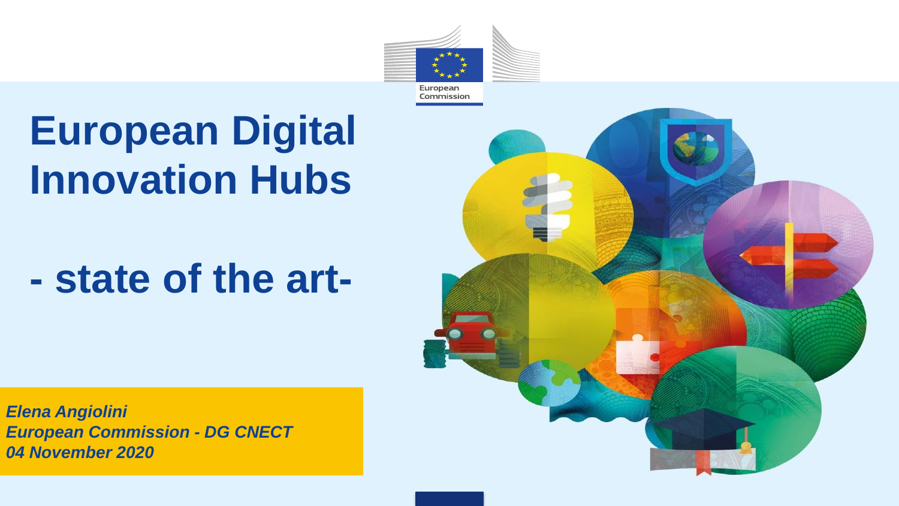# European Digital Innovation Hubs

## - state of the art-

*Elena Angiolini*
*European Commission - DG CNECT*
*04 November 2020*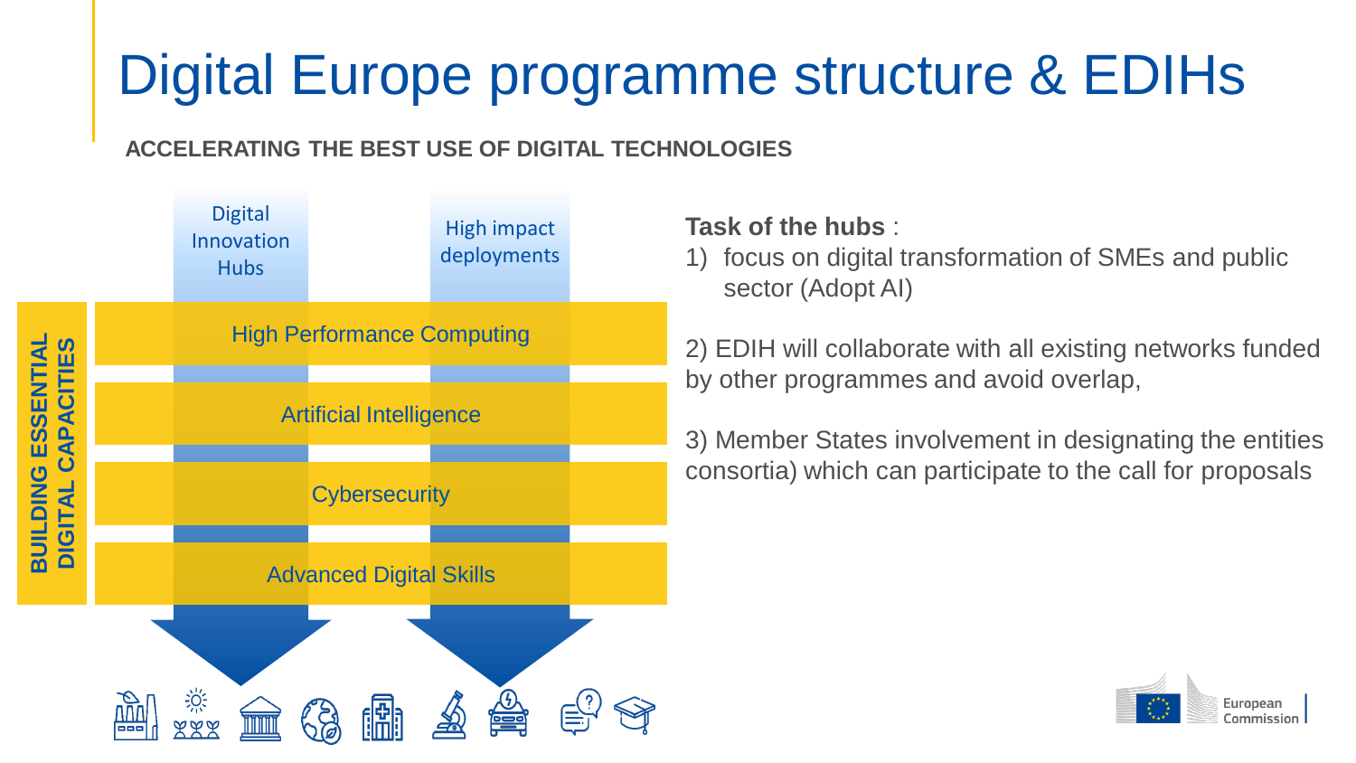# Digital Europe programme structure & EDIHs

**ACCELERATING THE BEST USE OF DIGITAL TECHNOLOGIES**

Digital Innovation Hubs

High impact deployments

**BUILDING ESSENTIAL DIGITAL CAPACITIES**

High Performance Computing

Artificial Intelligence

Cybersecurity

Advanced Digital Skills

**Task of the hubs** :

1) focus on digital transformation of SMEs and public sector (Adopt AI)

2) EDIH will collaborate with all existing networks funded by other programmes and avoid overlap,

3) Member States involvement in designating the entities consortia) which can participate to the call for proposals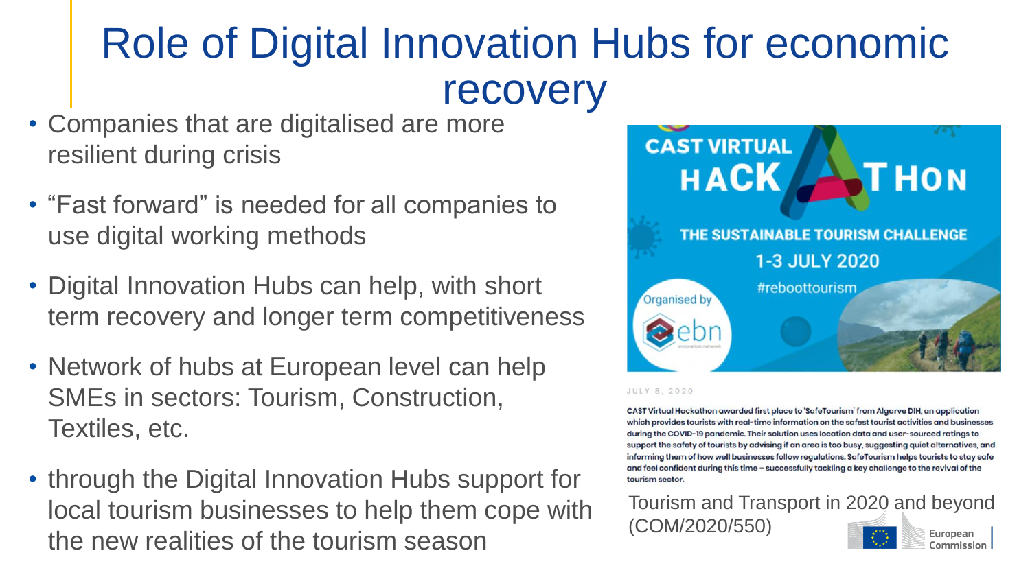# Role of Digital Innovation Hubs for economic recovery

- Companies that are digitalised are more resilient during crisis
- "Fast forward" is needed for all companies to use digital working methods
- Digital Innovation Hubs can help, with short term recovery and longer term competitiveness
- Network of hubs at European level can help SMEs in sectors: Tourism, Construction, Textiles, etc.
- through the Digital Innovation Hubs support for local tourism businesses to help them cope with the new realities of the tourism season

CAST VIRTUAL HACKATHON

THE SUSTAINABLE TOURISM CHALLENGE

1-3 JULY 2020

#reboottourism

Organised by ebn

JULY 8, 2020

CAST Virtual Hackathon awarded first place to 'SafeTourism' from Algarve DIH, an application which provides tourists with real-time information on the safest tourist activities and businesses during the COVID-19 pandemic. Their solution uses location data and user-sourced ratings to support the safety of tourists by advising if an area is too busy, suggesting quiet alternatives, and informing them of how well businesses follow regulations. SafeTourism helps tourists to stay safe and feel confident during this time – successfully tackling a key challenge to the revival of the tourism sector.

Tourism and Transport in 2020 and beyond (COM/2020/550)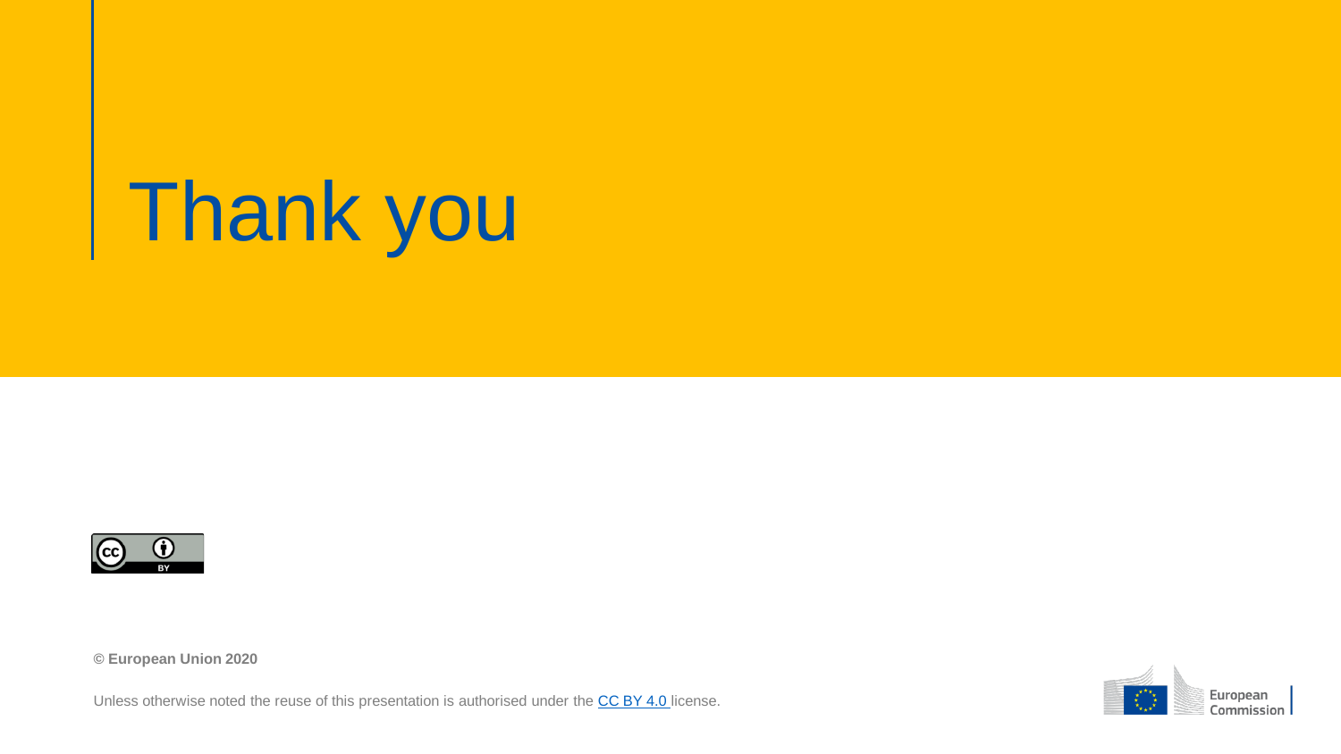# Thank you

**© European Union 2020**

Unless otherwise noted the reuse of this presentation is authorised under the CC BY 4.0 license.